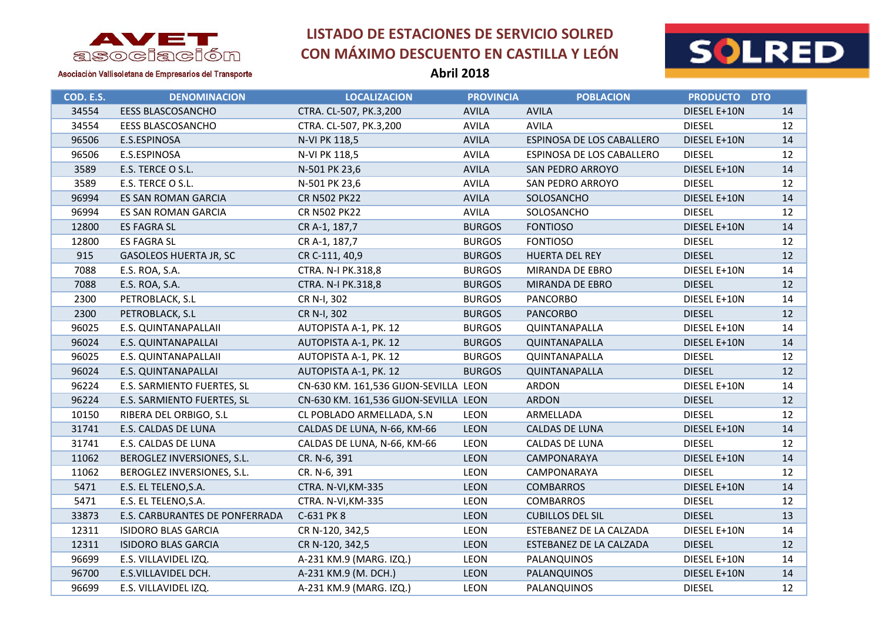AVET asociación

Asociación Vallisoletana de Empresarios del Transporte

# LISTADO DE ESTACIONES DE SERVICIO SOLRED CON MÁXIMO DESCUENTO EN CASTILLA Y LEÓN

**Abril 2018**

SOLRED

| COD. E.S. | DENOMINACION | LOCALIZACION | PROVINCIA | POBLACION | PRODUCTO | DTO |
|---|---|---|---|---|---|---|
| 34554 | EESS BLASCOSANCHO | CTRA. CL-507, PK.3,200 | AVILA | AVILA | DIESEL E+10N | 14 |
| 34554 | EESS BLASCOSANCHO | CTRA. CL-507, PK.3,200 | AVILA | AVILA | DIESEL | 12 |
| 96506 | E.S.ESPINOSA | N-VI PK 118,5 | AVILA | ESPINOSA DE LOS CABALLERO | DIESEL E+10N | 14 |
| 96506 | E.S.ESPINOSA | N-VI PK 118,5 | AVILA | ESPINOSA DE LOS CABALLERO | DIESEL | 12 |
| 3589 | E.S. TERCE O S.L. | N-501 PK 23,6 | AVILA | SAN PEDRO ARROYO | DIESEL E+10N | 14 |
| 3589 | E.S. TERCE O S.L. | N-501 PK 23,6 | AVILA | SAN PEDRO ARROYO | DIESEL | 12 |
| 96994 | ES SAN ROMAN GARCIA | CR N502 PK22 | AVILA | SOLOSANCHO | DIESEL E+10N | 14 |
| 96994 | ES SAN ROMAN GARCIA | CR N502 PK22 | AVILA | SOLOSANCHO | DIESEL | 12 |
| 12800 | ES FAGRA SL | CR A-1, 187,7 | BURGOS | FONTIOSO | DIESEL E+10N | 14 |
| 12800 | ES FAGRA SL | CR A-1, 187,7 | BURGOS | FONTIOSO | DIESEL | 12 |
| 915 | GASOLEOS HUERTA JR, SC | CR C-111, 40,9 | BURGOS | HUERTA DEL REY | DIESEL | 12 |
| 7088 | E.S. ROA, S.A. | CTRA. N-I PK.318,8 | BURGOS | MIRANDA DE EBRO | DIESEL E+10N | 14 |
| 7088 | E.S. ROA, S.A. | CTRA. N-I PK.318,8 | BURGOS | MIRANDA DE EBRO | DIESEL | 12 |
| 2300 | PETROBLACK, S.L | CR N-I, 302 | BURGOS | PANCORBO | DIESEL E+10N | 14 |
| 2300 | PETROBLACK, S.L | CR N-I, 302 | BURGOS | PANCORBO | DIESEL | 12 |
| 96025 | E.S. QUINTANAPALLAII | AUTOPISTA A-1, PK. 12 | BURGOS | QUINTANAPALLA | DIESEL E+10N | 14 |
| 96024 | E.S. QUINTANAPALLAI | AUTOPISTA A-1, PK. 12 | BURGOS | QUINTANAPALLA | DIESEL E+10N | 14 |
| 96025 | E.S. QUINTANAPALLAII | AUTOPISTA A-1, PK. 12 | BURGOS | QUINTANAPALLA | DIESEL | 12 |
| 96024 | E.S. QUINTANAPALLAI | AUTOPISTA A-1, PK. 12 | BURGOS | QUINTANAPALLA | DIESEL | 12 |
| 96224 | E.S. SARMIENTO FUERTES, SL | CN-630 KM. 161,536 GIJON-SEVILLA | LEON | ARDON | DIESEL E+10N | 14 |
| 96224 | E.S. SARMIENTO FUERTES, SL | CN-630 KM. 161,536 GIJON-SEVILLA | LEON | ARDON | DIESEL | 12 |
| 10150 | RIBERA DEL ORBIGO, S.L | CL POBLADO ARMELLADA, S.N | LEON | ARMELLADA | DIESEL | 12 |
| 31741 | E.S. CALDAS DE LUNA | CALDAS DE LUNA, N-66, KM-66 | LEON | CALDAS DE LUNA | DIESEL E+10N | 14 |
| 31741 | E.S. CALDAS DE LUNA | CALDAS DE LUNA, N-66, KM-66 | LEON | CALDAS DE LUNA | DIESEL | 12 |
| 11062 | BEROGLEZ INVERSIONES, S.L. | CR. N-6, 391 | LEON | CAMPONARAYA | DIESEL E+10N | 14 |
| 11062 | BEROGLEZ INVERSIONES, S.L. | CR. N-6, 391 | LEON | CAMPONARAYA | DIESEL | 12 |
| 5471 | E.S. EL TELENO,S.A. | CTRA. N-VI,KM-335 | LEON | COMBARROS | DIESEL E+10N | 14 |
| 5471 | E.S. EL TELENO,S.A. | CTRA. N-VI,KM-335 | LEON | COMBARROS | DIESEL | 12 |
| 33873 | E.S. CARBURANTES DE PONFERRADA | C-631 PK 8 | LEON | CUBILLOS DEL SIL | DIESEL | 13 |
| 12311 | ISIDORO BLAS GARCIA | CR N-120, 342,5 | LEON | ESTEBANEZ DE LA CALZADA | DIESEL E+10N | 14 |
| 12311 | ISIDORO BLAS GARCIA | CR N-120, 342,5 | LEON | ESTEBANEZ DE LA CALZADA | DIESEL | 12 |
| 96699 | E.S. VILLAVIDEL IZQ. | A-231 KM.9 (MARG. IZQ.) | LEON | PALANQUINOS | DIESEL E+10N | 14 |
| 96700 | E.S.VILLAVIDEL DCH. | A-231 KM.9 (M. DCH.) | LEON | PALANQUINOS | DIESEL E+10N | 14 |
| 96699 | E.S. VILLAVIDEL IZQ. | A-231 KM.9 (MARG. IZQ.) | LEON | PALANQUINOS | DIESEL | 12 |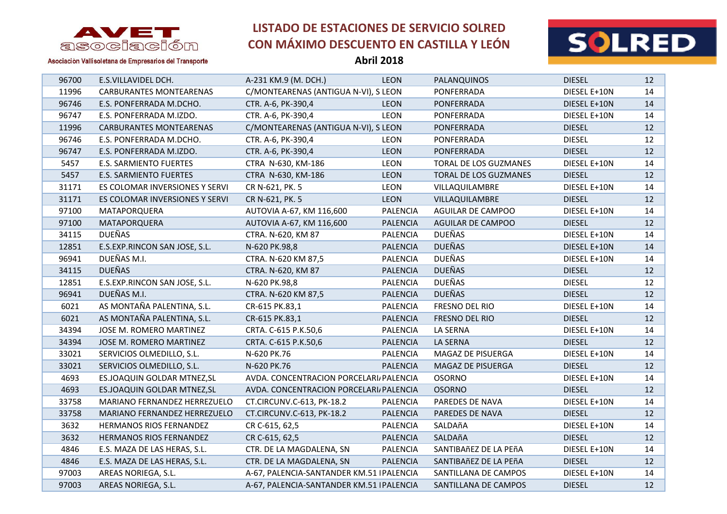# LISTADO DE ESTACIONES DE SERVICIO SOLRED CON MÁXIMO DESCUENTO EN CASTILLA Y LEÓN

**Abril 2018**

AVET asociación — Asociación Vallisoletana de Empresarios del Transporte

SOLRED

| | | | | | | |
|---|---|---|---|---|---|---|
| 96700 | E.S.VILLAVIDEL DCH. | A-231 KM.9 (M. DCH.) | LEON | PALANQUINOS | DIESEL | 12 |
| 11996 | CARBURANTES MONTEARENAS | C/MONTEARENAS (ANTIGUA N-VI), S | LEON | PONFERRADA | DIESEL E+10N | 14 |
| 96746 | E.S. PONFERRADA M.DCHO. | CTR. A-6, PK-390,4 | LEON | PONFERRADA | DIESEL E+10N | 14 |
| 96747 | E.S. PONFERRADA M.IZDO. | CTR. A-6, PK-390,4 | LEON | PONFERRADA | DIESEL E+10N | 14 |
| 11996 | CARBURANTES MONTEARENAS | C/MONTEARENAS (ANTIGUA N-VI), S | LEON | PONFERRADA | DIESEL | 12 |
| 96746 | E.S. PONFERRADA M.DCHO. | CTR. A-6, PK-390,4 | LEON | PONFERRADA | DIESEL | 12 |
| 96747 | E.S. PONFERRADA M.IZDO. | CTR. A-6, PK-390,4 | LEON | PONFERRADA | DIESEL | 12 |
| 5457 | E.S. SARMIENTO FUERTES | CTRA N-630, KM-186 | LEON | TORAL DE LOS GUZMANES | DIESEL E+10N | 14 |
| 5457 | E.S. SARMIENTO FUERTES | CTRA N-630, KM-186 | LEON | TORAL DE LOS GUZMANES | DIESEL | 12 |
| 31171 | ES COLOMAR INVERSIONES Y SERVI | CR N-621, PK. 5 | LEON | VILLAQUILAMBRE | DIESEL E+10N | 14 |
| 31171 | ES COLOMAR INVERSIONES Y SERVI | CR N-621, PK. 5 | LEON | VILLAQUILAMBRE | DIESEL | 12 |
| 97100 | MATAPORQUERA | AUTOVIA A-67, KM 116,600 | PALENCIA | AGUILAR DE CAMPOO | DIESEL E+10N | 14 |
| 97100 | MATAPORQUERA | AUTOVIA A-67, KM 116,600 | PALENCIA | AGUILAR DE CAMPOO | DIESEL | 12 |
| 34115 | DUEÑAS | CTRA. N-620, KM 87 | PALENCIA | DUEÑAS | DIESEL E+10N | 14 |
| 12851 | E.S.EXP.RINCON SAN JOSE, S.L. | N-620 PK.98,8 | PALENCIA | DUEÑAS | DIESEL E+10N | 14 |
| 96941 | DUEÑAS M.I. | CTRA. N-620 KM 87,5 | PALENCIA | DUEÑAS | DIESEL E+10N | 14 |
| 34115 | DUEÑAS | CTRA. N-620, KM 87 | PALENCIA | DUEÑAS | DIESEL | 12 |
| 12851 | E.S.EXP.RINCON SAN JOSE, S.L. | N-620 PK.98,8 | PALENCIA | DUEÑAS | DIESEL | 12 |
| 96941 | DUEÑAS M.I. | CTRA. N-620 KM 87,5 | PALENCIA | DUEÑAS | DIESEL | 12 |
| 6021 | AS MONTAÑA PALENTINA, S.L. | CR-615 PK.83,1 | PALENCIA | FRESNO DEL RIO | DIESEL E+10N | 14 |
| 6021 | AS MONTAÑA PALENTINA, S.L. | CR-615 PK.83,1 | PALENCIA | FRESNO DEL RIO | DIESEL | 12 |
| 34394 | JOSE M. ROMERO MARTINEZ | CRTA. C-615 P.K.50,6 | PALENCIA | LA SERNA | DIESEL E+10N | 14 |
| 34394 | JOSE M. ROMERO MARTINEZ | CRTA. C-615 P.K.50,6 | PALENCIA | LA SERNA | DIESEL | 12 |
| 33021 | SERVICIOS OLMEDILLO, S.L. | N-620 PK.76 | PALENCIA | MAGAZ DE PISUERGA | DIESEL E+10N | 14 |
| 33021 | SERVICIOS OLMEDILLO, S.L. | N-620 PK.76 | PALENCIA | MAGAZ DE PISUERGA | DIESEL | 12 |
| 4693 | ES.JOAQUIN GOLDAR MTNEZ,SL | AVDA. CONCENTRACION PORCELARI | PALENCIA | OSORNO | DIESEL E+10N | 14 |
| 4693 | ES.JOAQUIN GOLDAR MTNEZ,SL | AVDA. CONCENTRACION PORCELARI | PALENCIA | OSORNO | DIESEL | 12 |
| 33758 | MARIANO FERNANDEZ HERREZUELO | CT.CIRCUNV.C-613, PK-18.2 | PALENCIA | PAREDES DE NAVA | DIESEL E+10N | 14 |
| 33758 | MARIANO FERNANDEZ HERREZUELO | CT.CIRCUNV.C-613, PK-18.2 | PALENCIA | PAREDES DE NAVA | DIESEL | 12 |
| 3632 | HERMANOS RIOS FERNANDEZ | CR C-615, 62,5 | PALENCIA | SALDAñA | DIESEL E+10N | 14 |
| 3632 | HERMANOS RIOS FERNANDEZ | CR C-615, 62,5 | PALENCIA | SALDAñA | DIESEL | 12 |
| 4846 | E.S. MAZA DE LAS HERAS, S.L. | CTR. DE LA MAGDALENA, SN | PALENCIA | SANTIBAñEZ DE LA PEñA | DIESEL E+10N | 14 |
| 4846 | E.S. MAZA DE LAS HERAS, S.L. | CTR. DE LA MAGDALENA, SN | PALENCIA | SANTIBAñEZ DE LA PEñA | DIESEL | 12 |
| 97003 | AREAS NORIEGA, S.L. | A-67, PALENCIA-SANTANDER KM.51 I | PALENCIA | SANTILLANA DE CAMPOS | DIESEL E+10N | 14 |
| 97003 | AREAS NORIEGA, S.L. | A-67, PALENCIA-SANTANDER KM.51 I | PALENCIA | SANTILLANA DE CAMPOS | DIESEL | 12 |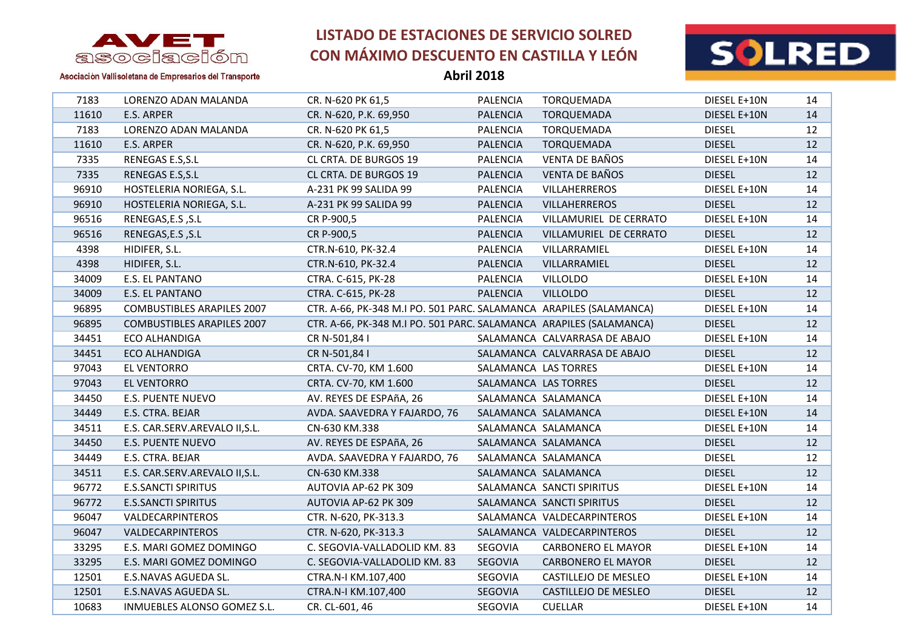# LISTADO DE ESTACIONES DE SERVICIO SOLRED CON MÁXIMO DESCUENTO EN CASTILLA Y LEÓN

**Abril 2018**

Asociación Vallisoletana de Empresarios del Transporte

| | | | | | | |
|---|---|---|---|---|---|---|
| 7183 | LORENZO ADAN MALANDA | CR. N-620 PK 61,5 | PALENCIA | TORQUEMADA | DIESEL E+10N | 14 |
| 11610 | E.S. ARPER | CR. N-620, P.K. 69,950 | PALENCIA | TORQUEMADA | DIESEL E+10N | 14 |
| 7183 | LORENZO ADAN MALANDA | CR. N-620 PK 61,5 | PALENCIA | TORQUEMADA | DIESEL | 12 |
| 11610 | E.S. ARPER | CR. N-620, P.K. 69,950 | PALENCIA | TORQUEMADA | DIESEL | 12 |
| 7335 | RENEGAS E.S,S.L | CL CRTA. DE BURGOS 19 | PALENCIA | VENTA DE BAÑOS | DIESEL E+10N | 14 |
| 7335 | RENEGAS E.S,S.L | CL CRTA. DE BURGOS 19 | PALENCIA | VENTA DE BAÑOS | DIESEL | 12 |
| 96910 | HOSTELERIA NORIEGA, S.L. | A-231 PK 99 SALIDA 99 | PALENCIA | VILLAHERREROS | DIESEL E+10N | 14 |
| 96910 | HOSTELERIA NORIEGA, S.L. | A-231 PK 99 SALIDA 99 | PALENCIA | VILLAHERREROS | DIESEL | 12 |
| 96516 | RENEGAS,E.S ,S.L | CR P-900,5 | PALENCIA | VILLAMURIEL DE CERRATO | DIESEL E+10N | 14 |
| 96516 | RENEGAS,E.S ,S.L | CR P-900,5 | PALENCIA | VILLAMURIEL DE CERRATO | DIESEL | 12 |
| 4398 | HIDIFER, S.L. | CTR.N-610, PK-32.4 | PALENCIA | VILLARRAMIEL | DIESEL E+10N | 14 |
| 4398 | HIDIFER, S.L. | CTR.N-610, PK-32.4 | PALENCIA | VILLARRAMIEL | DIESEL | 12 |
| 34009 | E.S. EL PANTANO | CTRA. C-615, PK-28 | PALENCIA | VILLOLDO | DIESEL E+10N | 14 |
| 34009 | E.S. EL PANTANO | CTRA. C-615, PK-28 | PALENCIA | VILLOLDO | DIESEL | 12 |
| 96895 | COMBUSTIBLES ARAPILES 2007 | CTR. A-66, PK-348 M.I PO. 501 PARC. | SALAMANCA | ARAPILES (SALAMANCA) | DIESEL E+10N | 14 |
| 96895 | COMBUSTIBLES ARAPILES 2007 | CTR. A-66, PK-348 M.I PO. 501 PARC. | SALAMANCA | ARAPILES (SALAMANCA) | DIESEL | 12 |
| 34451 | ECO ALHANDIGA | CR N-501,84 I | SALAMANCA | CALVARRASA DE ABAJO | DIESEL E+10N | 14 |
| 34451 | ECO ALHANDIGA | CR N-501,84 I | SALAMANCA | CALVARRASA DE ABAJO | DIESEL | 12 |
| 97043 | EL VENTORRO | CRTA. CV-70, KM 1.600 | SALAMANCA | LAS TORRES | DIESEL E+10N | 14 |
| 97043 | EL VENTORRO | CRTA. CV-70, KM 1.600 | SALAMANCA | LAS TORRES | DIESEL | 12 |
| 34450 | E.S. PUENTE NUEVO | AV. REYES DE ESPAñA, 26 | SALAMANCA | SALAMANCA | DIESEL E+10N | 14 |
| 34449 | E.S. CTRA. BEJAR | AVDA. SAAVEDRA Y FAJARDO, 76 | SALAMANCA | SALAMANCA | DIESEL E+10N | 14 |
| 34511 | E.S. CAR.SERV.AREVALO II,S.L. | CN-630 KM.338 | SALAMANCA | SALAMANCA | DIESEL E+10N | 14 |
| 34450 | E.S. PUENTE NUEVO | AV. REYES DE ESPAñA, 26 | SALAMANCA | SALAMANCA | DIESEL | 12 |
| 34449 | E.S. CTRA. BEJAR | AVDA. SAAVEDRA Y FAJARDO, 76 | SALAMANCA | SALAMANCA | DIESEL | 12 |
| 34511 | E.S. CAR.SERV.AREVALO II,S.L. | CN-630 KM.338 | SALAMANCA | SALAMANCA | DIESEL | 12 |
| 96772 | E.S.SANCTI SPIRITUS | AUTOVIA AP-62 PK 309 | SALAMANCA | SANCTI SPIRITUS | DIESEL E+10N | 14 |
| 96772 | E.S.SANCTI SPIRITUS | AUTOVIA AP-62 PK 309 | SALAMANCA | SANCTI SPIRITUS | DIESEL | 12 |
| 96047 | VALDECARPINTEROS | CTR. N-620, PK-313.3 | SALAMANCA | VALDECARPINTEROS | DIESEL E+10N | 14 |
| 96047 | VALDECARPINTEROS | CTR. N-620, PK-313.3 | SALAMANCA | VALDECARPINTEROS | DIESEL | 12 |
| 33295 | E.S. MARI GOMEZ DOMINGO | C. SEGOVIA-VALLADOLID KM. 83 | SEGOVIA | CARBONERO EL MAYOR | DIESEL E+10N | 14 |
| 33295 | E.S. MARI GOMEZ DOMINGO | C. SEGOVIA-VALLADOLID KM. 83 | SEGOVIA | CARBONERO EL MAYOR | DIESEL | 12 |
| 12501 | E.S.NAVAS AGUEDA SL. | CTRA.N-I KM.107,400 | SEGOVIA | CASTILLEJO DE MESLEO | DIESEL E+10N | 14 |
| 12501 | E.S.NAVAS AGUEDA SL. | CTRA.N-I KM.107,400 | SEGOVIA | CASTILLEJO DE MESLEO | DIESEL | 12 |
| 10683 | INMUEBLES ALONSO GOMEZ S.L. | CR. CL-601, 46 | SEGOVIA | CUELLAR | DIESEL E+10N | 14 |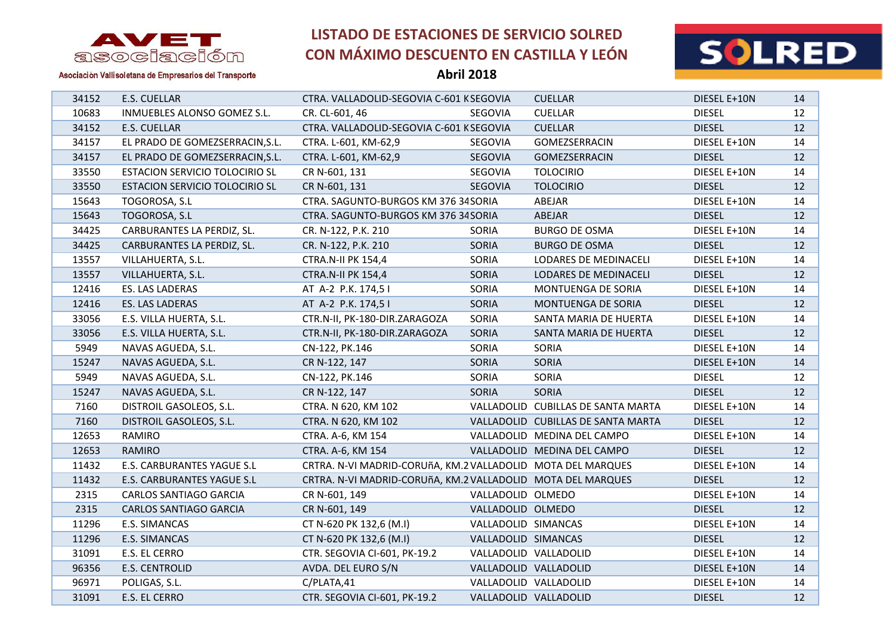AVET asociación

Asociación Vallisoletana de Empresarios del Transporte

# LISTADO DE ESTACIONES DE SERVICIO SOLRED CON MÁXIMO DESCUENTO EN CASTILLA Y LEÓN

**Abril 2018**

SOLRED

| | | | | | | |
|---|---|---|---|---|---|---|
| 34152 | E.S. CUELLAR | CTRA. VALLADOLID-SEGOVIA C-601 K | SEGOVIA | CUELLAR | DIESEL E+10N | 14 |
| 10683 | INMUEBLES ALONSO GOMEZ S.L. | CR. CL-601, 46 | SEGOVIA | CUELLAR | DIESEL | 12 |
| 34152 | E.S. CUELLAR | CTRA. VALLADOLID-SEGOVIA C-601 K | SEGOVIA | CUELLAR | DIESEL | 12 |
| 34157 | EL PRADO DE GOMEZSERRACIN,S.L. | CTRA. L-601, KM-62,9 | SEGOVIA | GOMEZSERRACIN | DIESEL E+10N | 14 |
| 34157 | EL PRADO DE GOMEZSERRACIN,S.L. | CTRA. L-601, KM-62,9 | SEGOVIA | GOMEZSERRACIN | DIESEL | 12 |
| 33550 | ESTACION SERVICIO TOLOCIRIO SL | CR N-601, 131 | SEGOVIA | TOLOCIRIO | DIESEL E+10N | 14 |
| 33550 | ESTACION SERVICIO TOLOCIRIO SL | CR N-601, 131 | SEGOVIA | TOLOCIRIO | DIESEL | 12 |
| 15643 | TOGOROSA, S.L | CTRA. SAGUNTO-BURGOS KM 376 34 | SORIA | ABEJAR | DIESEL E+10N | 14 |
| 15643 | TOGOROSA, S.L | CTRA. SAGUNTO-BURGOS KM 376 34 | SORIA | ABEJAR | DIESEL | 12 |
| 34425 | CARBURANTES LA PERDIZ, SL. | CR. N-122, P.K. 210 | SORIA | BURGO DE OSMA | DIESEL E+10N | 14 |
| 34425 | CARBURANTES LA PERDIZ, SL. | CR. N-122, P.K. 210 | SORIA | BURGO DE OSMA | DIESEL | 12 |
| 13557 | VILLAHUERTA, S.L. | CTRA.N-II PK 154,4 | SORIA | LODARES DE MEDINACELI | DIESEL E+10N | 14 |
| 13557 | VILLAHUERTA, S.L. | CTRA.N-II PK 154,4 | SORIA | LODARES DE MEDINACELI | DIESEL | 12 |
| 12416 | ES. LAS LADERAS | AT A-2 P.K. 174,5 I | SORIA | MONTUENGA DE SORIA | DIESEL E+10N | 14 |
| 12416 | ES. LAS LADERAS | AT A-2 P.K. 174,5 I | SORIA | MONTUENGA DE SORIA | DIESEL | 12 |
| 33056 | E.S. VILLA HUERTA, S.L. | CTR.N-II, PK-180-DIR.ZARAGOZA | SORIA | SANTA MARIA DE HUERTA | DIESEL E+10N | 14 |
| 33056 | E.S. VILLA HUERTA, S.L. | CTR.N-II, PK-180-DIR.ZARAGOZA | SORIA | SANTA MARIA DE HUERTA | DIESEL | 12 |
| 5949 | NAVAS AGUEDA, S.L. | CN-122, PK.146 | SORIA | SORIA | DIESEL E+10N | 14 |
| 15247 | NAVAS AGUEDA, S.L. | CR N-122, 147 | SORIA | SORIA | DIESEL E+10N | 14 |
| 5949 | NAVAS AGUEDA, S.L. | CN-122, PK.146 | SORIA | SORIA | DIESEL | 12 |
| 15247 | NAVAS AGUEDA, S.L. | CR N-122, 147 | SORIA | SORIA | DIESEL | 12 |
| 7160 | DISTROIL GASOLEOS, S.L. | CTRA. N 620, KM 102 | VALLADOLID | CUBILLAS DE SANTA MARTA | DIESEL E+10N | 14 |
| 7160 | DISTROIL GASOLEOS, S.L. | CTRA. N 620, KM 102 | VALLADOLID | CUBILLAS DE SANTA MARTA | DIESEL | 12 |
| 12653 | RAMIRO | CTRA. A-6, KM 154 | VALLADOLID | MEDINA DEL CAMPO | DIESEL E+10N | 14 |
| 12653 | RAMIRO | CTRA. A-6, KM 154 | VALLADOLID | MEDINA DEL CAMPO | DIESEL | 12 |
| 11432 | E.S. CARBURANTES YAGUE S.L | CRTRA. N-VI MADRID-CORUñA, KM.2 | VALLADOLID | MOTA DEL MARQUES | DIESEL E+10N | 14 |
| 11432 | E.S. CARBURANTES YAGUE S.L | CRTRA. N-VI MADRID-CORUñA, KM.2 | VALLADOLID | MOTA DEL MARQUES | DIESEL | 12 |
| 2315 | CARLOS SANTIAGO GARCIA | CR N-601, 149 | VALLADOLID | OLMEDO | DIESEL E+10N | 14 |
| 2315 | CARLOS SANTIAGO GARCIA | CR N-601, 149 | VALLADOLID | OLMEDO | DIESEL | 12 |
| 11296 | E.S. SIMANCAS | CT N-620 PK 132,6 (M.I) | VALLADOLID | SIMANCAS | DIESEL E+10N | 14 |
| 11296 | E.S. SIMANCAS | CT N-620 PK 132,6 (M.I) | VALLADOLID | SIMANCAS | DIESEL | 12 |
| 31091 | E.S. EL CERRO | CTR. SEGOVIA CI-601, PK-19.2 | VALLADOLID | VALLADOLID | DIESEL E+10N | 14 |
| 96356 | E.S. CENTROLID | AVDA. DEL EURO S/N | VALLADOLID | VALLADOLID | DIESEL E+10N | 14 |
| 96971 | POLIGAS, S.L. | C/PLATA,41 | VALLADOLID | VALLADOLID | DIESEL E+10N | 14 |
| 31091 | E.S. EL CERRO | CTR. SEGOVIA CI-601, PK-19.2 | VALLADOLID | VALLADOLID | DIESEL | 12 |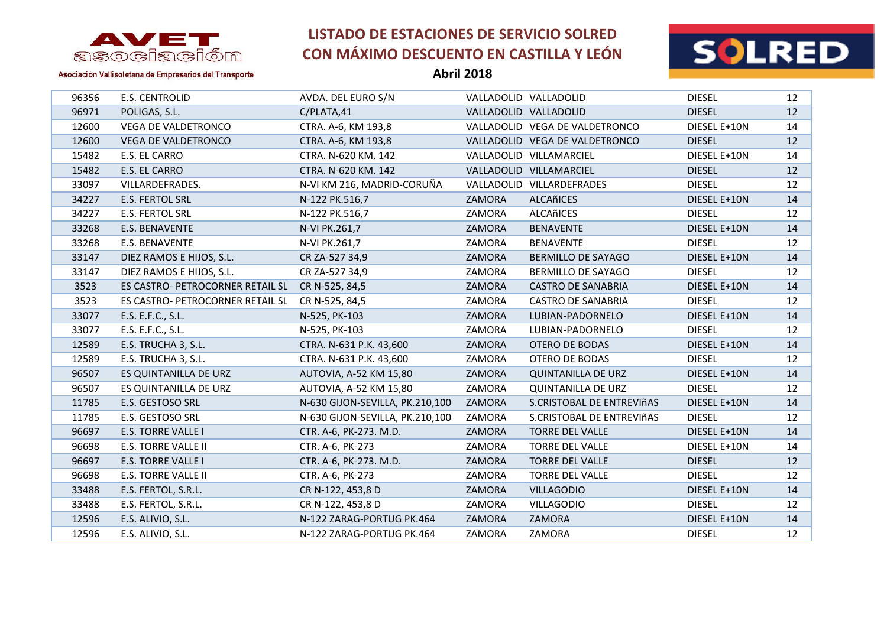# LISTADO DE ESTACIONES DE SERVICIO SOLRED CON MÁXIMO DESCUENTO EN CASTILLA Y LEÓN

**Abril 2018**

AVET asociación

Asociación Vallisoletana de Empresarios del Transporte

SOLRED

| | | | | | | |
|---|---|---|---|---|---|---|
| 96356 | E.S. CENTROLID | AVDA. DEL EURO S/N | VALLADOLID | VALLADOLID | DIESEL | 12 |
| 96971 | POLIGAS, S.L. | C/PLATA,41 | VALLADOLID | VALLADOLID | DIESEL | 12 |
| 12600 | VEGA DE VALDETRONCO | CTRA. A-6, KM 193,8 | VALLADOLID | VEGA DE VALDETRONCO | DIESEL E+10N | 14 |
| 12600 | VEGA DE VALDETRONCO | CTRA. A-6, KM 193,8 | VALLADOLID | VEGA DE VALDETRONCO | DIESEL | 12 |
| 15482 | E.S. EL CARRO | CTRA. N-620 KM. 142 | VALLADOLID | VILLAMARCIEL | DIESEL E+10N | 14 |
| 15482 | E.S. EL CARRO | CTRA. N-620 KM. 142 | VALLADOLID | VILLAMARCIEL | DIESEL | 12 |
| 33097 | VILLARDEFRADES. | N-VI KM 216, MADRID-CORUÑA | VALLADOLID | VILLARDEFRADES | DIESEL | 12 |
| 34227 | E.S. FERTOL SRL | N-122 PK.516,7 | ZAMORA | ALCAñICES | DIESEL E+10N | 14 |
| 34227 | E.S. FERTOL SRL | N-122 PK.516,7 | ZAMORA | ALCAñICES | DIESEL | 12 |
| 33268 | E.S. BENAVENTE | N-VI PK.261,7 | ZAMORA | BENAVENTE | DIESEL E+10N | 14 |
| 33268 | E.S. BENAVENTE | N-VI PK.261,7 | ZAMORA | BENAVENTE | DIESEL | 12 |
| 33147 | DIEZ RAMOS E HIJOS, S.L. | CR ZA-527 34,9 | ZAMORA | BERMILLO DE SAYAGO | DIESEL E+10N | 14 |
| 33147 | DIEZ RAMOS E HIJOS, S.L. | CR ZA-527 34,9 | ZAMORA | BERMILLO DE SAYAGO | DIESEL | 12 |
| 3523 | ES CASTRO- PETROCORNER RETAIL SL | CR N-525, 84,5 | ZAMORA | CASTRO DE SANABRIA | DIESEL E+10N | 14 |
| 3523 | ES CASTRO- PETROCORNER RETAIL SL | CR N-525, 84,5 | ZAMORA | CASTRO DE SANABRIA | DIESEL | 12 |
| 33077 | E.S. E.F.C., S.L. | N-525, PK-103 | ZAMORA | LUBIAN-PADORNELO | DIESEL E+10N | 14 |
| 33077 | E.S. E.F.C., S.L. | N-525, PK-103 | ZAMORA | LUBIAN-PADORNELO | DIESEL | 12 |
| 12589 | E.S. TRUCHA 3, S.L. | CTRA. N-631 P.K. 43,600 | ZAMORA | OTERO DE BODAS | DIESEL E+10N | 14 |
| 12589 | E.S. TRUCHA 3, S.L. | CTRA. N-631 P.K. 43,600 | ZAMORA | OTERO DE BODAS | DIESEL | 12 |
| 96507 | ES QUINTANILLA DE URZ | AUTOVIA, A-52 KM 15,80 | ZAMORA | QUINTANILLA DE URZ | DIESEL E+10N | 14 |
| 96507 | ES QUINTANILLA DE URZ | AUTOVIA, A-52 KM 15,80 | ZAMORA | QUINTANILLA DE URZ | DIESEL | 12 |
| 11785 | E.S. GESTOSO SRL | N-630 GIJON-SEVILLA, PK.210,100 | ZAMORA | S.CRISTOBAL DE ENTREVIñAS | DIESEL E+10N | 14 |
| 11785 | E.S. GESTOSO SRL | N-630 GIJON-SEVILLA, PK.210,100 | ZAMORA | S.CRISTOBAL DE ENTREVIñAS | DIESEL | 12 |
| 96697 | E.S. TORRE VALLE I | CTR. A-6, PK-273. M.D. | ZAMORA | TORRE DEL VALLE | DIESEL E+10N | 14 |
| 96698 | E.S. TORRE VALLE II | CTR. A-6, PK-273 | ZAMORA | TORRE DEL VALLE | DIESEL E+10N | 14 |
| 96697 | E.S. TORRE VALLE I | CTR. A-6, PK-273. M.D. | ZAMORA | TORRE DEL VALLE | DIESEL | 12 |
| 96698 | E.S. TORRE VALLE II | CTR. A-6, PK-273 | ZAMORA | TORRE DEL VALLE | DIESEL | 12 |
| 33488 | E.S. FERTOL, S.R.L. | CR N-122, 453,8 D | ZAMORA | VILLAGODIO | DIESEL E+10N | 14 |
| 33488 | E.S. FERTOL, S.R.L. | CR N-122, 453,8 D | ZAMORA | VILLAGODIO | DIESEL | 12 |
| 12596 | E.S. ALIVIO, S.L. | N-122 ZARAG-PORTUG PK.464 | ZAMORA | ZAMORA | DIESEL E+10N | 14 |
| 12596 | E.S. ALIVIO, S.L. | N-122 ZARAG-PORTUG PK.464 | ZAMORA | ZAMORA | DIESEL | 12 |